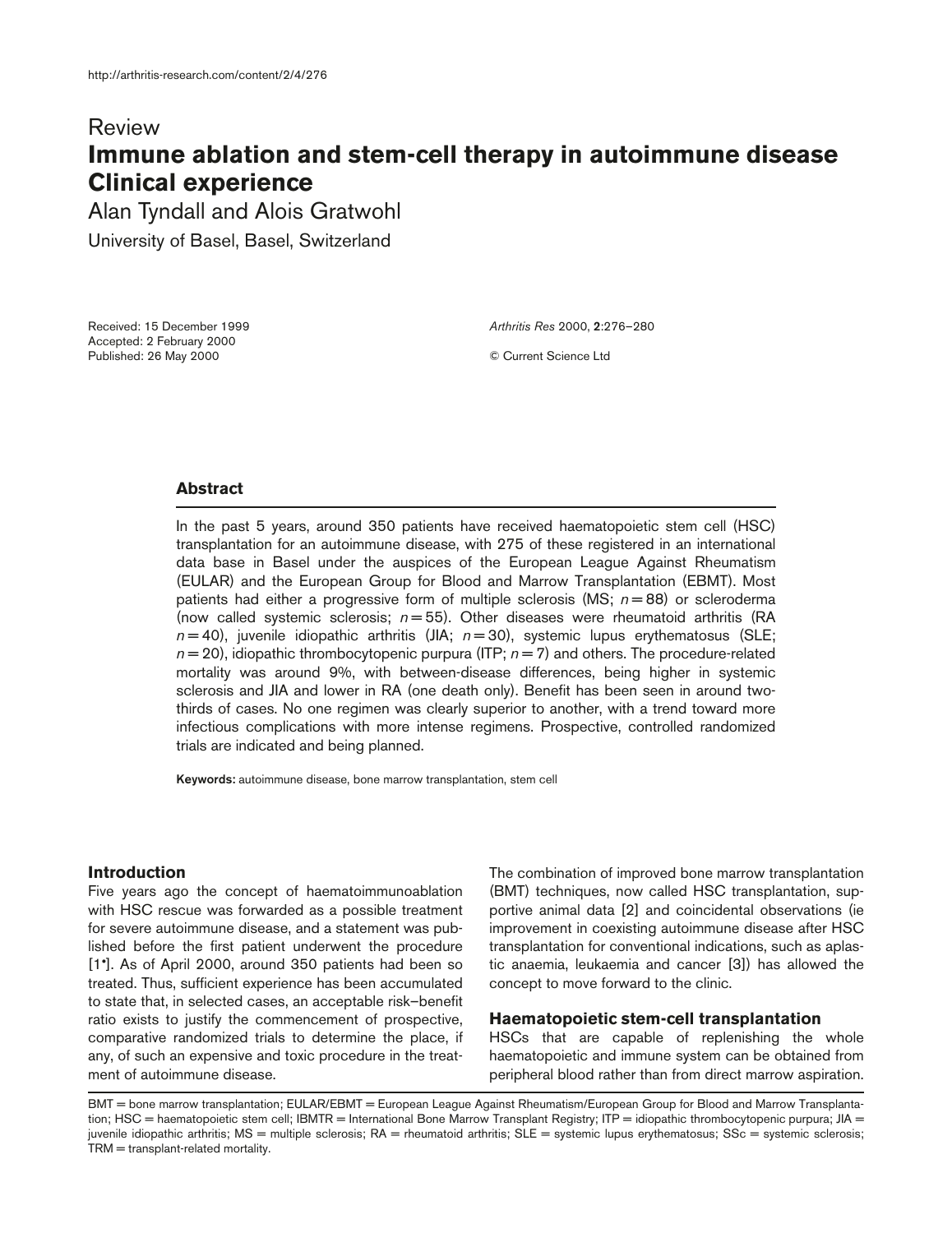Review

# Immune ablation and stem-cell therapy in autoimmune disease Clinical experience

Alan Tyndall and Alois Gratwohl

University of Basel, Basel, Switzerland

Received: 15 December 1999
Accepted: 2 February 2000
Published: 26 May 2000

*Arthritis Res* 2000, **2**:276–280

© Current Science Ltd

## Abstract

In the past 5 years, around 350 patients have received haematopoietic stem cell (HSC) transplantation for an autoimmune disease, with 275 of these registered in an international data base in Basel under the auspices of the European League Against Rheumatism (EULAR) and the European Group for Blood and Marrow Transplantation (EBMT). Most patients had either a progressive form of multiple sclerosis (MS; $n = 88$) or scleroderma (now called systemic sclerosis; $n = 55$). Other diseases were rheumatoid arthritis (RA $n = 40$), juvenile idiopathic arthritis (JIA; $n = 30$), systemic lupus erythematosus (SLE; $n = 20$), idiopathic thrombocytopenic purpura (ITP; $n = 7$) and others. The procedure-related mortality was around 9%, with between-disease differences, being higher in systemic sclerosis and JIA and lower in RA (one death only). Benefit has been seen in around two-thirds of cases. No one regimen was clearly superior to another, with a trend toward more infectious complications with more intense regimens. Prospective, controlled randomized trials are indicated and being planned.

**Keywords:** autoimmune disease, bone marrow transplantation, stem cell

## Introduction

Five years ago the concept of haematoimmunoablation with HSC rescue was forwarded as a possible treatment for severe autoimmune disease, and a statement was published before the first patient underwent the procedure [1•]. As of April 2000, around 350 patients had been so treated. Thus, sufficient experience has been accumulated to state that, in selected cases, an acceptable risk–benefit ratio exists to justify the commencement of prospective, comparative randomized trials to determine the place, if any, of such an expensive and toxic procedure in the treatment of autoimmune disease.

The combination of improved bone marrow transplantation (BMT) techniques, now called HSC transplantation, supportive animal data [2] and coincidental observations (ie improvement in coexisting autoimmune disease after HSC transplantation for conventional indications, such as aplastic anaemia, leukaemia and cancer [3]) has allowed the concept to move forward to the clinic.

## Haematopoietic stem-cell transplantation

HSCs that are capable of replenishing the whole haematopoietic and immune system can be obtained from peripheral blood rather than from direct marrow aspiration.

BMT = bone marrow transplantation; EULAR/EBMT = European League Against Rheumatism/European Group for Blood and Marrow Transplantation; HSC = haematopoietic stem cell; IBMTR = International Bone Marrow Transplant Registry; ITP = idiopathic thrombocytopenic purpura; JIA = juvenile idiopathic arthritis; MS = multiple sclerosis; RA = rheumatoid arthritis; SLE = systemic lupus erythematosus; SSc = systemic sclerosis; TRM = transplant-related mortality.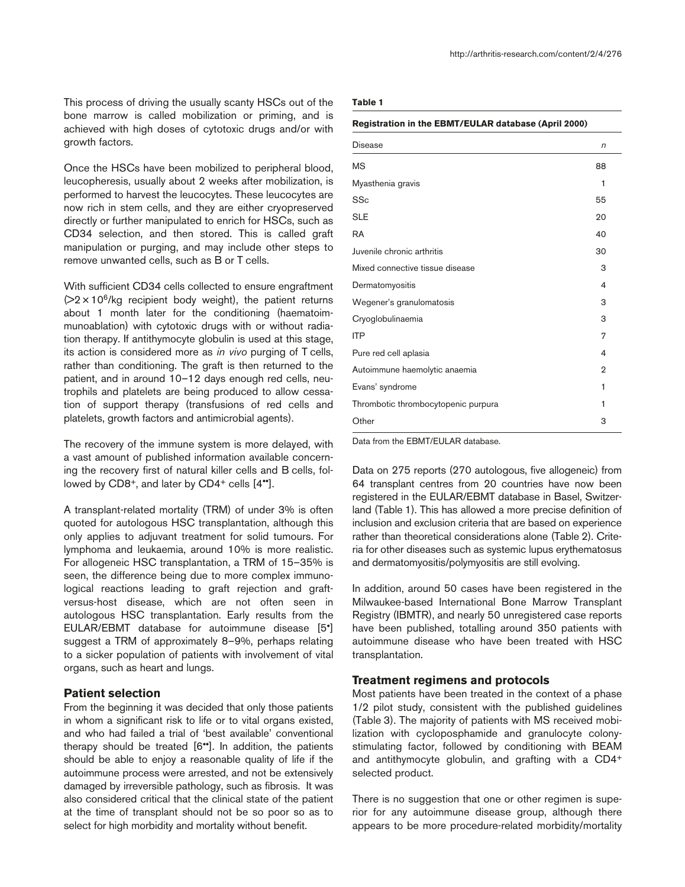This process of driving the usually scanty HSCs out of the bone marrow is called mobilization or priming, and is achieved with high doses of cytotoxic drugs and/or with growth factors.

Once the HSCs have been mobilized to peripheral blood, leucopheresis, usually about 2 weeks after mobilization, is performed to harvest the leucocytes. These leucocytes are now rich in stem cells, and they are either cryopreserved directly or further manipulated to enrich for HSCs, such as CD34 selection, and then stored. This is called graft manipulation or purging, and may include other steps to remove unwanted cells, such as B or T cells.

With sufficient CD34 cells collected to ensure engraftment ($>2 \times 10^6$/kg recipient body weight), the patient returns about 1 month later for the conditioning (haematoimmunoablation) with cytotoxic drugs with or without radiation therapy. If antithymocyte globulin is used at this stage, its action is considered more as *in vivo* purging of T cells, rather than conditioning. The graft is then returned to the patient, and in around 10–12 days enough red cells, neutrophils and platelets are being produced to allow cessation of support therapy (transfusions of red cells and platelets, growth factors and antimicrobial agents).

The recovery of the immune system is more delayed, with a vast amount of published information available concerning the recovery first of natural killer cells and B cells, followed by $CD8^+$, and later by $CD4^+$ cells [4••].

A transplant-related mortality (TRM) of under 3% is often quoted for autologous HSC transplantation, although this only applies to adjuvant treatment for solid tumours. For lymphoma and leukaemia, around 10% is more realistic. For allogeneic HSC transplantation, a TRM of 15–35% is seen, the difference being due to more complex immunological reactions leading to graft rejection and graft-versus-host disease, which are not often seen in autologous HSC transplantation. Early results from the EULAR/EBMT database for autoimmune disease [5•] suggest a TRM of approximately 8–9%, perhaps relating to a sicker population of patients with involvement of vital organs, such as heart and lungs.

## Patient selection

From the beginning it was decided that only those patients in whom a significant risk to life or to vital organs existed, and who had failed a trial of 'best available' conventional therapy should be treated [6••]. In addition, the patients should be able to enjoy a reasonable quality of life if the autoimmune process were arrested, and not be extensively damaged by irreversible pathology, such as fibrosis. It was also considered critical that the clinical state of the patient at the time of transplant should not be so poor so as to select for high morbidity and mortality without benefit.

**Table 1**

**Registration in the EBMT/EULAR database (April 2000)**

| Disease | *n* |
|---|---|
| MS | 88 |
| Myasthenia gravis | 1 |
| SSc | 55 |
| SLE | 20 |
| RA | 40 |
| Juvenile chronic arthritis | 30 |
| Mixed connective tissue disease | 3 |
| Dermatomyositis | 4 |
| Wegener's granulomatosis | 3 |
| Cryoglobulinaemia | 3 |
| ITP | 7 |
| Pure red cell aplasia | 4 |
| Autoimmune haemolytic anaemia | 2 |
| Evans' syndrome | 1 |
| Thrombotic thrombocytopenic purpura | 1 |
| Other | 3 |

Data from the EBMT/EULAR database.

Data on 275 reports (270 autologous, five allogeneic) from 64 transplant centres from 20 countries have now been registered in the EULAR/EBMT database in Basel, Switzerland (Table 1). This has allowed a more precise definition of inclusion and exclusion criteria that are based on experience rather than theoretical considerations alone (Table 2). Criteria for other diseases such as systemic lupus erythematosus and dermatomyositis/polymyositis are still evolving.

In addition, around 50 cases have been registered in the Milwaukee-based International Bone Marrow Transplant Registry (IBMTR), and nearly 50 unregistered case reports have been published, totalling around 350 patients with autoimmune disease who have been treated with HSC transplantation.

## Treatment regimens and protocols

Most patients have been treated in the context of a phase 1/2 pilot study, consistent with the published guidelines (Table 3). The majority of patients with MS received mobilization with cyclophosphamide and granulocyte colony-stimulating factor, followed by conditioning with BEAM and antithymocyte globulin, and grafting with a $CD4^+$ selected product.

There is no suggestion that one or other regimen is superior for any autoimmune disease group, although there appears to be more procedure-related morbidity/mortality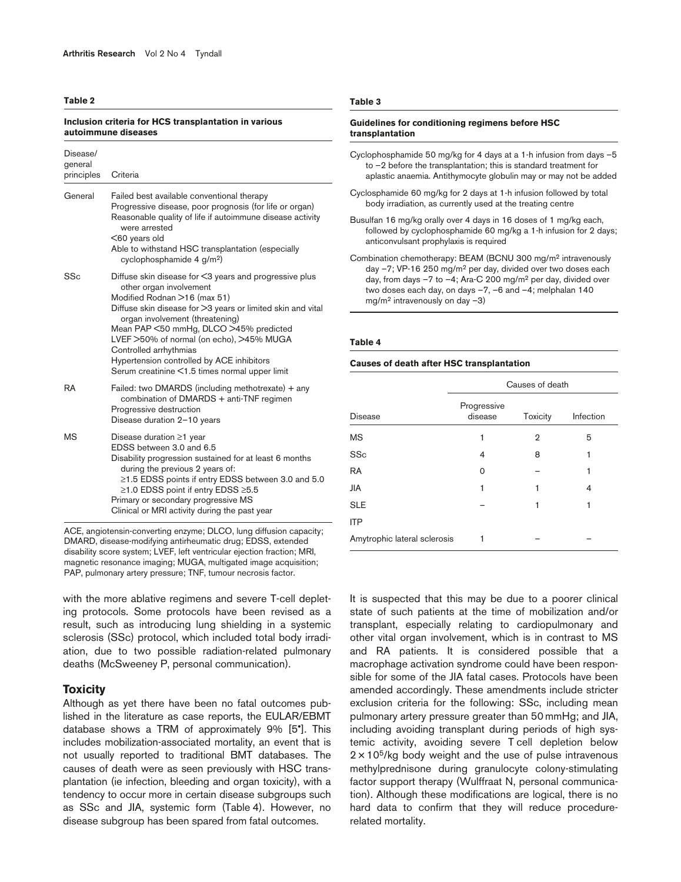**Table 2**

**Inclusion criteria for HCS transplantation in various autoimmune diseases**

| Disease/ general principles | Criteria |
|---|---|
| General | Failed best available conventional therapy<br>Progressive disease, poor prognosis (for life or organ)<br>Reasonable quality of life if autoimmune disease activity were arrested<br><60 years old<br>Able to withstand HSC transplantation (especially cyclophosphamide 4 g/m²) |
| SSc | Diffuse skin disease for <3 years and progressive plus other organ involvement<br>Modified Rodnan >16 (max 51)<br>Diffuse skin disease for >3 years or limited skin and vital organ involvement (threatening)<br>Mean PAP <50 mmHg, DLCO >45% predicted<br>LVEF >50% of normal (on echo), >45% MUGA<br>Controlled arrhythmias<br>Hypertension controlled by ACE inhibitors<br>Serum creatinine <1.5 times normal upper limit |
| RA | Failed: two DMARDS (including methotrexate) + any combination of DMARDS + anti-TNF regimen<br>Progressive destruction<br>Disease duration 2–10 years |
| MS | Disease duration ≥1 year<br>EDSS between 3.0 and 6.5<br>Disability progression sustained for at least 6 months during the previous 2 years of:<br>≥1.5 EDSS points if entry EDSS between 3.0 and 5.0<br>≥1.0 EDSS point if entry EDSS ≥5.5<br>Primary or secondary progressive MS<br>Clinical or MRI activity during the past year |

ACE, angiotensin-converting enzyme; DLCO, lung diffusion capacity; DMARD, disease-modifying antirheumatic drug; EDSS, extended disability score system; LVEF, left ventricular ejection fraction; MRI, magnetic resonance imaging; MUGA, multigated image acquisition; PAP, pulmonary artery pressure; TNF, tumour necrosis factor.

**Table 3**

**Guidelines for conditioning regimens before HSC transplantation**

Cyclophosphamide 50 mg/kg for 4 days at a 1-h infusion from days –5 to –2 before the transplantation; this is standard treatment for aplastic anaemia. Antithymocyte globulin may or may not be added

Cyclosphamide 60 mg/kg for 2 days at 1-h infusion followed by total body irradiation, as currently used at the treating centre

Busulfan 16 mg/kg orally over 4 days in 16 doses of 1 mg/kg each, followed by cyclophosphamide 60 mg/kg a 1-h infusion for 2 days; anticonvulsant prophylaxis is required

Combination chemotherapy: BEAM (BCNU 300 mg/m² intravenously day –7; VP-16 250 mg/m² per day, divided over two doses each day, from days –7 to –4; Ara-C 200 mg/m² per day, divided over two doses each day, on days –7, –6 and –4; melphalan 140 mg/m² intravenously on day –3)

**Table 4**

**Causes of death after HSC transplantation**

| | Causes of death | | |
|---|---|---|---|
| Disease | Progressive disease | Toxicity | Infection |
| MS | 1 | 2 | 5 |
| SSc | 4 | 8 | 1 |
| RA | 0 | – | 1 |
| JIA | 1 | 1 | 4 |
| SLE | – | 1 | 1 |
| ITP | | | |
| Amytrophic lateral sclerosis | 1 | – | – |

with the more ablative regimens and severe T-cell depleting protocols. Some protocols have been revised as a result, such as introducing lung shielding in a systemic sclerosis (SSc) protocol, which included total body irradiation, due to two possible radiation-related pulmonary deaths (McSweeney P, personal communication).

## Toxicity

Although as yet there have been no fatal outcomes published in the literature as case reports, the EULAR/EBMT database shows a TRM of approximately 9% [5•]. This includes mobilization-associated mortality, an event that is not usually reported to traditional BMT databases. The causes of death were as seen previously with HSC transplantation (ie infection, bleeding and organ toxicity), with a tendency to occur more in certain disease subgroups such as SSc and JIA, systemic form (Table 4). However, no disease subgroup has been spared from fatal outcomes. It is suspected that this may be due to a poorer clinical state of such patients at the time of mobilization and/or transplant, especially relating to cardiopulmonary and other vital organ involvement, which is in contrast to MS and RA patients. It is considered possible that a macrophage activation syndrome could have been responsible for some of the JIA fatal cases. Protocols have been amended accordingly. These amendments include stricter exclusion criteria for the following: SSc, including mean pulmonary artery pressure greater than 50 mmHg; and JIA, including avoiding transplant during periods of high systemic activity, avoiding severe T cell depletion below $2 \times 10^5$/kg body weight and the use of pulse intravenous methylprednisone during granulocyte colony-stimulating factor support therapy (Wulffraat N, personal communication). Although these modifications are logical, there is no hard data to confirm that they will reduce procedure-related mortality.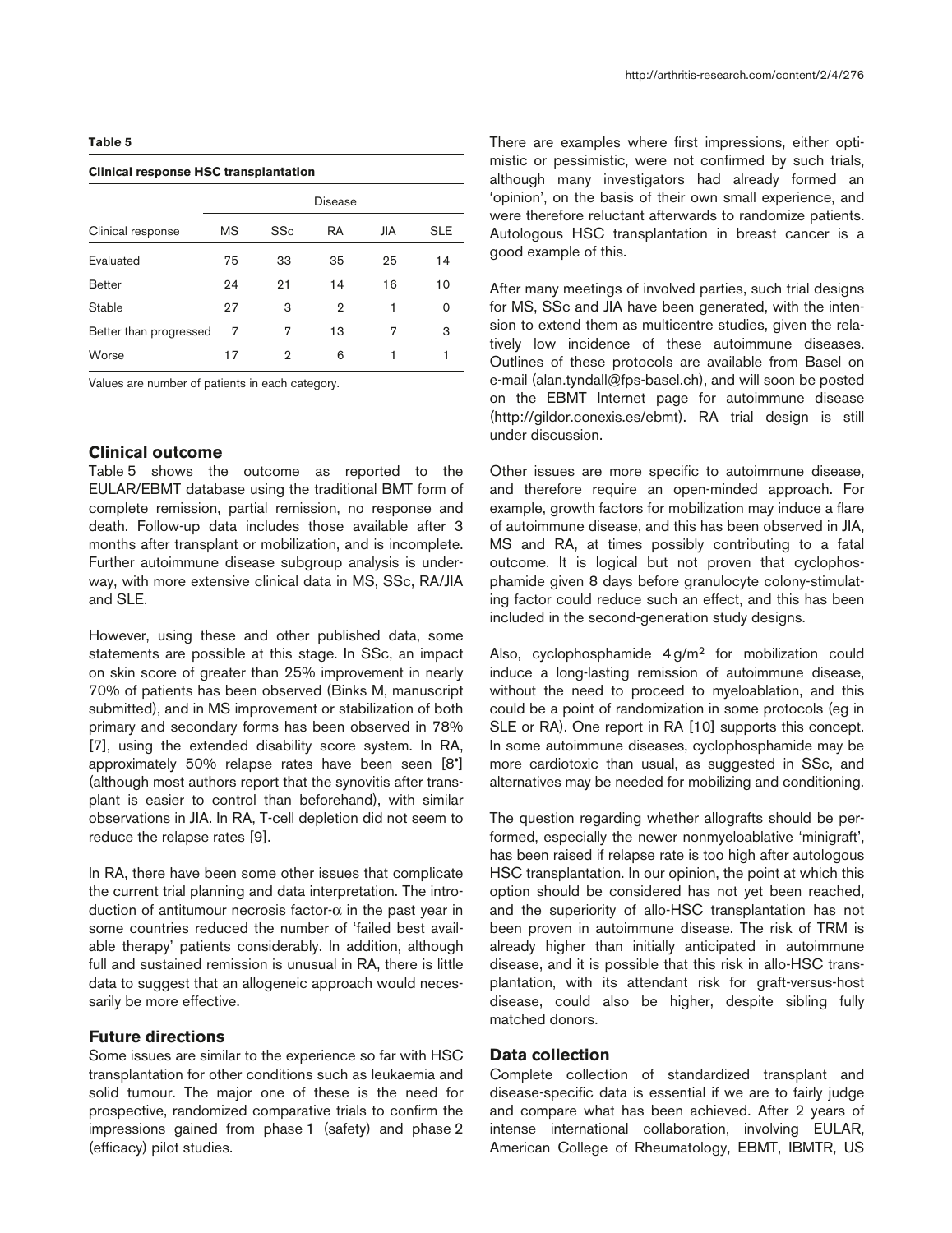**Table 5**

**Clinical response HSC transplantation**

| | Disease | | | | |
|---|---|---|---|---|---|
| Clinical response | MS | SSc | RA | JIA | SLE |
| Evaluated | 75 | 33 | 35 | 25 | 14 |
| Better | 24 | 21 | 14 | 16 | 10 |
| Stable | 27 | 3 | 2 | 1 | 0 |
| Better than progressed | 7 | 7 | 13 | 7 | 3 |
| Worse | 17 | 2 | 6 | 1 | 1 |

Values are number of patients in each category.

## Clinical outcome

Table 5 shows the outcome as reported to the EULAR/EBMT database using the traditional BMT form of complete remission, partial remission, no response and death. Follow-up data includes those available after 3 months after transplant or mobilization, and is incomplete. Further autoimmune disease subgroup analysis is underway, with more extensive clinical data in MS, SSc, RA/JIA and SLE.

However, using these and other published data, some statements are possible at this stage. In SSc, an impact on skin score of greater than 25% improvement in nearly 70% of patients has been observed (Binks M, manuscript submitted), and in MS improvement or stabilization of both primary and secondary forms has been observed in 78% [7], using the extended disability score system. In RA, approximately 50% relapse rates have been seen [8•] (although most authors report that the synovitis after transplant is easier to control than beforehand), with similar observations in JIA. In RA, T-cell depletion did not seem to reduce the relapse rates [9].

In RA, there have been some other issues that complicate the current trial planning and data interpretation. The introduction of antitumour necrosis factor-$\alpha$ in the past year in some countries reduced the number of 'failed best available therapy' patients considerably. In addition, although full and sustained remission is unusual in RA, there is little data to suggest that an allogeneic approach would necessarily be more effective.

## Future directions

Some issues are similar to the experience so far with HSC transplantation for other conditions such as leukaemia and solid tumour. The major one of these is the need for prospective, randomized comparative trials to confirm the impressions gained from phase 1 (safety) and phase 2 (efficacy) pilot studies.

There are examples where first impressions, either optimistic or pessimistic, were not confirmed by such trials, although many investigators had already formed an 'opinion', on the basis of their own small experience, and were therefore reluctant afterwards to randomize patients. Autologous HSC transplantation in breast cancer is a good example of this.

After many meetings of involved parties, such trial designs for MS, SSc and JIA have been generated, with the intension to extend them as multicentre studies, given the relatively low incidence of these autoimmune diseases. Outlines of these protocols are available from Basel on e-mail (alan.tyndall@fps-basel.ch), and will soon be posted on the EBMT Internet page for autoimmune disease (http://gildor.conexis.es/ebmt). RA trial design is still under discussion.

Other issues are more specific to autoimmune disease, and therefore require an open-minded approach. For example, growth factors for mobilization may induce a flare of autoimmune disease, and this has been observed in JIA, MS and RA, at times possibly contributing to a fatal outcome. It is logical but not proven that cyclophosphamide given 8 days before granulocyte colony-stimulating factor could reduce such an effect, and this has been included in the second-generation study designs.

Also, cyclophosphamide 4 g/m$^2$ for mobilization could induce a long-lasting remission of autoimmune disease, without the need to proceed to myeloablation, and this could be a point of randomization in some protocols (eg in SLE or RA). One report in RA [10] supports this concept. In some autoimmune diseases, cyclophosphamide may be more cardiotoxic than usual, as suggested in SSc, and alternatives may be needed for mobilizing and conditioning.

The question regarding whether allografts should be performed, especially the newer nonmyeloablative 'minigraft', has been raised if relapse rate is too high after autologous HSC transplantation. In our opinion, the point at which this option should be considered has not yet been reached, and the superiority of allo-HSC transplantation has not been proven in autoimmune disease. The risk of TRM is already higher than initially anticipated in autoimmune disease, and it is possible that this risk in allo-HSC transplantation, with its attendant risk for graft-versus-host disease, could also be higher, despite sibling fully matched donors.

## Data collection

Complete collection of standardized transplant and disease-specific data is essential if we are to fairly judge and compare what has been achieved. After 2 years of intense international collaboration, involving EULAR, American College of Rheumatology, EBMT, IBMTR, US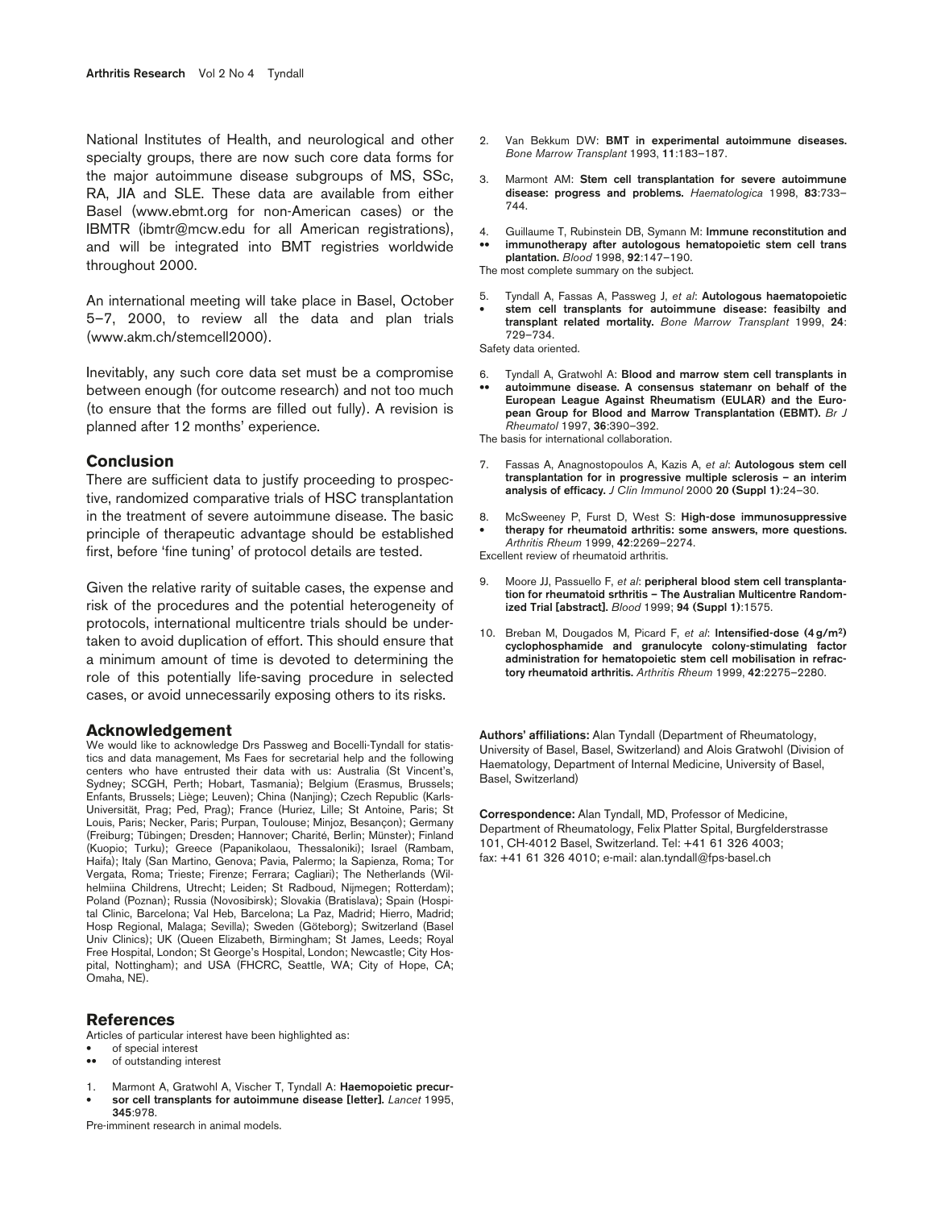National Institutes of Health, and neurological and other specialty groups, there are now such core data forms for the major autoimmune disease subgroups of MS, SSc, RA, JIA and SLE. These data are available from either Basel (www.ebmt.org for non-American cases) or the IBMTR (ibmtr@mcw.edu for all American registrations), and will be integrated into BMT registries worldwide throughout 2000.

An international meeting will take place in Basel, October 5–7, 2000, to review all the data and plan trials (www.akm.ch/stemcell2000).

Inevitably, any such core data set must be a compromise between enough (for outcome research) and not too much (to ensure that the forms are filled out fully). A revision is planned after 12 months' experience.

## Conclusion

There are sufficient data to justify proceeding to prospective, randomized comparative trials of HSC transplantation in the treatment of severe autoimmune disease. The basic principle of therapeutic advantage should be established first, before 'fine tuning' of protocol details are tested.

Given the relative rarity of suitable cases, the expense and risk of the procedures and the potential heterogeneity of protocols, international multicentre trials should be undertaken to avoid duplication of effort. This should ensure that a minimum amount of time is devoted to determining the role of this potentially life-saving procedure in selected cases, or avoid unnecessarily exposing others to its risks.

## Acknowledgement

We would like to acknowledge Drs Passweg and Bocelli-Tyndall for statistics and data management, Ms Faes for secretarial help and the following centers who have entrusted their data with us: Australia (St Vincent's, Sydney; SCGH, Perth; Hobart, Tasmania); Belgium (Erasmus, Brussels; Enfants, Brussels; Liège; Leuven); China (Nanjing); Czech Republic (Karls-Universität, Prag; Ped, Prag); France (Huriez, Lille; St Antoine, Paris; St Louis, Paris; Necker, Paris; Purpan, Toulouse; Minjoz, Besançon); Germany (Freiburg; Tübingen; Dresden; Hannover; Charité, Berlin; Münster); Finland (Kuopio; Turku); Greece (Papanikolaou, Thessaloniki); Israel (Rambam, Haifa); Italy (San Martino, Genova; Pavia, Palermo; la Sapienza, Roma; Tor Vergata, Roma; Trieste; Firenze; Ferrara; Cagliari); The Netherlands (Wilhelmiina Childrens, Utrecht; Leiden; St Radboud, Nijmegen; Rotterdam); Poland (Poznan); Russia (Novosibirsk); Slovakia (Bratislava); Spain (Hospital Clinic, Barcelona; Val Heb, Barcelona; La Paz, Madrid; Hierro, Madrid; Hosp Regional, Malaga; Sevilla); Sweden (Göteborg); Switzerland (Basel Univ Clinics); UK (Queen Elizabeth, Birmingham; St James, Leeds; Royal Free Hospital, London; St George's Hospital, London; Newcastle; City Hospital, Nottingham); and USA (FHCRC, Seattle, WA; City of Hope, CA; Omaha, NE).

## References

Articles of particular interest have been highlighted as:
- • of special interest
- •• of outstanding interest

1. • Marmont A, Gratwohl A, Vischer T, Tyndall A: **Haemopoietic precursor cell transplants for autoimmune disease [letter].** *Lancet* 1995, **345**:978.
Pre-imminent research in animal models.
2. Van Bekkum DW: **BMT in experimental autoimmune diseases.** *Bone Marrow Transplant* 1993, **11**:183–187.
3. Marmont AM: **Stem cell transplantation for severe autoimmune disease: progress and problems.** *Haematologica* 1998, **83**:733–744.
4. •• Guillaume T, Rubinstein DB, Symann M: **Immune reconstitution and immunotherapy after autologous hematopoietic stem cell trans plantation.** *Blood* 1998, **92**:147–190.
The most complete summary on the subject.
5. • Tyndall A, Fassas A, Passweg J, *et al*: **Autologous haematopoietic stem cell transplants for autoimmune disease: feasibilty and transplant related mortality.** *Bone Marrow Transplant* 1999, **24**: 729–734.
Safety data oriented.
6. •• Tyndall A, Gratwohl A: **Blood and marrow stem cell transplants in autoimmune disease. A consensus statemanr on behalf of the European League Against Rheumatism (EULAR) and the European Group for Blood and Marrow Transplantation (EBMT).** *Br J Rheumatol* 1997, **36**:390–392.
The basis for international collaboration.
7. Fassas A, Anagnostopoulos A, Kazis A, *et al*: **Autologous stem cell transplantation for in progressive multiple sclerosis – an interim analysis of efficacy.** *J Clin Immunol* 2000 **20 (Suppl 1)**:24–30.
8. • McSweeney P, Furst D, West S: **High-dose immunosuppressive therapy for rheumatoid arthritis: some answers, more questions.** *Arthritis Rheum* 1999, **42**:2269–2274.
Excellent review of rheumatoid arthritis.
9. Moore JJ, Passuello F, *et al*: **peripheral blood stem cell transplantation for rheumatoid srthritis – The Australian Multicentre Randomized Trial [abstract].** *Blood* 1999; **94 (Suppl 1)**:1575.
10. Breban M, Dougados M, Picard F, *et al*: **Intensified-dose (4 g/m$^2$) cyclophosphamide and granulocyte colony-stimulating factor administration for hematopoietic stem cell mobilisation in refractory rheumatoid arthritis.** *Arthritis Rheum* 1999, **42**:2275–2280.

**Authors' affiliations:** Alan Tyndall (Department of Rheumatology, University of Basel, Basel, Switzerland) and Alois Gratwohl (Division of Haematology, Department of Internal Medicine, University of Basel, Basel, Switzerland)

**Correspondence:** Alan Tyndall, MD, Professor of Medicine, Department of Rheumatology, Felix Platter Spital, Burgfelderstrasse 101, CH-4012 Basel, Switzerland. Tel: +41 61 326 4003; fax: +41 61 326 4010; e-mail: alan.tyndall@fps-basel.ch